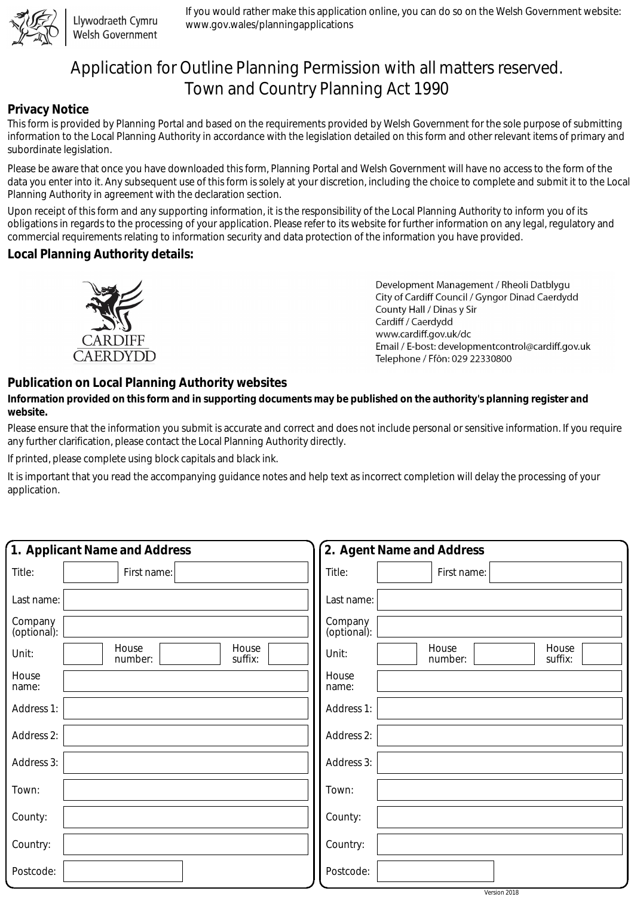Llywodraeth Cymru
Welsh Government

If you would rather make this application online, you can do so on the Welsh Government website: www.gov.wales/planningapplications

# Application for Outline Planning Permission with all matters reserved.
# Town and Country Planning Act 1990

## Privacy Notice

This form is provided by Planning Portal and based on the requirements provided by Welsh Government for the sole purpose of submitting information to the Local Planning Authority in accordance with the legislation detailed on this form and other relevant items of primary and subordinate legislation.

Please be aware that once you have downloaded this form, Planning Portal and Welsh Government will have no access to the form of the data you enter into it. Any subsequent use of this form is solely at your discretion, including the choice to complete and submit it to the Local Planning Authority in agreement with the declaration section.

Upon receipt of this form and any supporting information, it is the responsibility of the Local Planning Authority to inform you of its obligations in regards to the processing of your application. Please refer to its website for further information on any legal, regulatory and commercial requirements relating to information security and data protection of the information you have provided.

## Local Planning Authority details:

CARDIFF
CAERDYDD

Development Management / Rheoli Datblygu
City of Cardiff Council / Gyngor Dinad Caerdydd
County Hall / Dinas y Sir
Cardiff / Caerdydd
www.cardiff.gov.uk/dc
Email / E-bost: developmentcontrol@cardiff.gov.uk
Telephone / Ffôn: 029 22330800

## Publication on Local Planning Authority websites

**Information provided on this form and in supporting documents may be published on the authority's planning register and website.**

Please ensure that the information you submit is accurate and correct and does not include personal or sensitive information. If you require any further clarification, please contact the Local Planning Authority directly.

If printed, please complete using block capitals and black ink.

It is important that you read the accompanying guidance notes and help text as incorrect completion will delay the processing of your application.

## 1. Applicant Name and Address

| | |
|---|---|
| Title: | |
| First name: | |
| Last name: | |
| Company (optional): | |
| Unit: | |
| House number: | |
| House suffix: | |
| House name: | |
| Address 1: | |
| Address 2: | |
| Address 3: | |
| Town: | |
| County: | |
| Country: | |
| Postcode: | |

## 2. Agent Name and Address

| | |
|---|---|
| Title: | |
| First name: | |
| Last name: | |
| Company (optional): | |
| Unit: | |
| House number: | |
| House suffix: | |
| House name: | |
| Address 1: | |
| Address 2: | |
| Address 3: | |
| Town: | |
| County: | |
| Country: | |
| Postcode: | |

Version 2018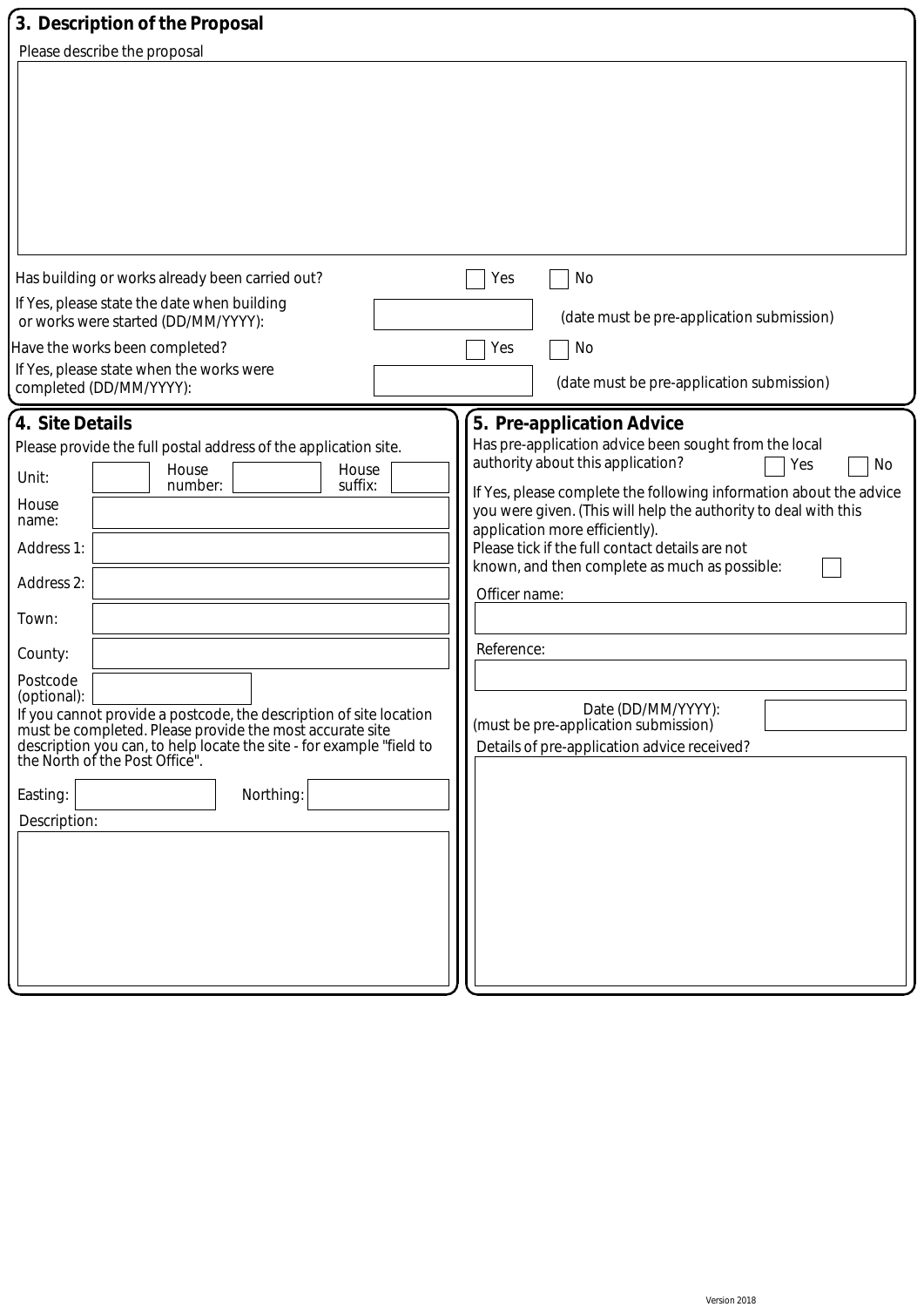## 3. Description of the Proposal

Please describe the proposal

Has building or works already been carried out? ☐ Yes ☐ No

If Yes, please state the date when building or works were started (DD/MM/YYYY): (date must be pre-application submission)

Have the works been completed? ☐ Yes ☐ No

If Yes, please state when the works were completed (DD/MM/YYYY): (date must be pre-application submission)

## 4. Site Details

Please provide the full postal address of the application site.

Unit:

House number:

House suffix:

House name:

Address 1:

Address 2:

Town:

County:

Postcode (optional):

If you cannot provide a postcode, the description of site location must be completed. Please provide the most accurate site description you can, to help locate the site - for example "field to the North of the Post Office".

Easting:

Northing:

Description:

## 5. Pre-application Advice

Has pre-application advice been sought from the local authority about this application? ☐ Yes ☐ No

If Yes, please complete the following information about the advice you were given. (This will help the authority to deal with this application more efficiently).

Please tick if the full contact details are not known, and then complete as much as possible: ☐

Officer name:

Reference:

Date (DD/MM/YYYY):
(must be pre-application submission)

Details of pre-application advice received?

Version 2018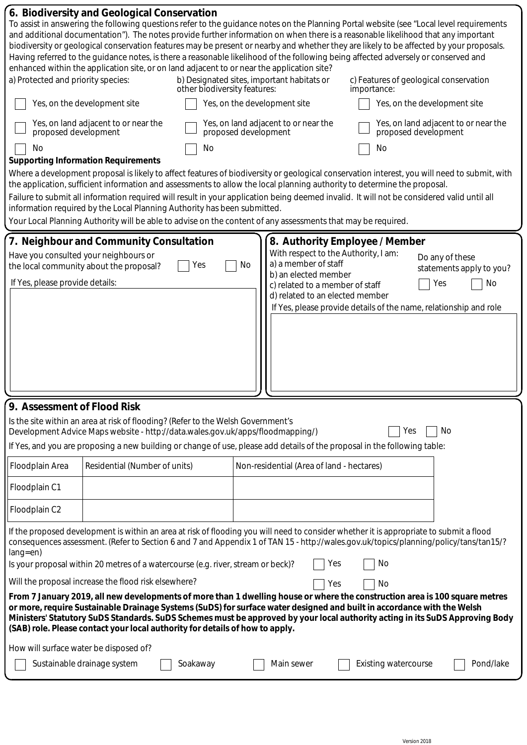## 6. Biodiversity and Geological Conservation

To assist in answering the following questions refer to the guidance notes on the Planning Portal website (see "Local level requirements and additional documentation"). The notes provide further information on when there is a reasonable likelihood that any important biodiversity or geological conservation features may be present or nearby and whether they are likely to be affected by your proposals.

Having referred to the guidance notes, is there a reasonable likelihood of the following being affected adversely or conserved and enhanced within the application site, or on land adjacent to or near the application site?

a) Protected and priority species:

- ☐ Yes, on the development site
- ☐ Yes, on land adjacent to or near the proposed development
- ☐ No

b) Designated sites, important habitats or other biodiversity features:

- ☐ Yes, on the development site
- ☐ Yes, on land adjacent to or near the proposed development
- ☐ No

c) Features of geological conservation importance:

- ☐ Yes, on the development site
- ☐ Yes, on land adjacent to or near the proposed development
- ☐ No

**Supporting Information Requirements**

Where a development proposal is likely to affect features of biodiversity or geological conservation interest, you will need to submit, with the application, sufficient information and assessments to allow the local planning authority to determine the proposal.

Failure to submit all information required will result in your application being deemed invalid. It will not be considered valid until all information required by the Local Planning Authority has been submitted.

Your Local Planning Authority will be able to advise on the content of any assessments that may be required.

## 7. Neighbour and Community Consultation

Have you consulted your neighbours or the local community about the proposal? ☐ Yes ☐ No

If Yes, please provide details:

## 8. Authority Employee / Member

With respect to the Authority, I am:
a) a member of staff
b) an elected member
c) related to a member of staff
d) related to an elected member

Do any of these statements apply to you? ☐ Yes ☐ No

If Yes, please provide details of the name, relationship and role

## 9. Assessment of Flood Risk

Is the site within an area at risk of flooding? (Refer to the Welsh Government's Development Advice Maps website - http://data.wales.gov.uk/apps/floodmapping/) ☐ Yes ☐ No

If Yes, and you are proposing a new building or change of use, please add details of the proposal in the following table:

| Floodplain Area | Residential (Number of units) | Non-residential (Area of land - hectares) |
|---|---|---|
| Floodplain C1 | | |
| Floodplain C2 | | |

If the proposed development is within an area at risk of flooding you will need to consider whether it is appropriate to submit a flood consequences assessment. (Refer to Section 6 and 7 and Appendix 1 of TAN 15 - http://wales.gov.uk/topics/planning/policy/tans/tan15/?lang=en)

Is your proposal within 20 metres of a watercourse (e.g. river, stream or beck)? ☐ Yes ☐ No

Will the proposal increase the flood risk elsewhere? ☐ Yes ☐ No

**From 7 January 2019, all new developments of more than 1 dwelling house or where the construction area is 100 square metres or more, require Sustainable Drainage Systems (SuDS) for surface water designed and built in accordance with the Welsh Ministers' Statutory SuDS Standards. SuDS Schemes must be approved by your local authority acting in its SuDS Approving Body (SAB) role. Please contact your local authority for details of how to apply.**

How will surface water be disposed of?

☐ Sustainable drainage system ☐ Soakaway ☐ Main sewer ☐ Existing watercourse ☐ Pond/lake

Version 2018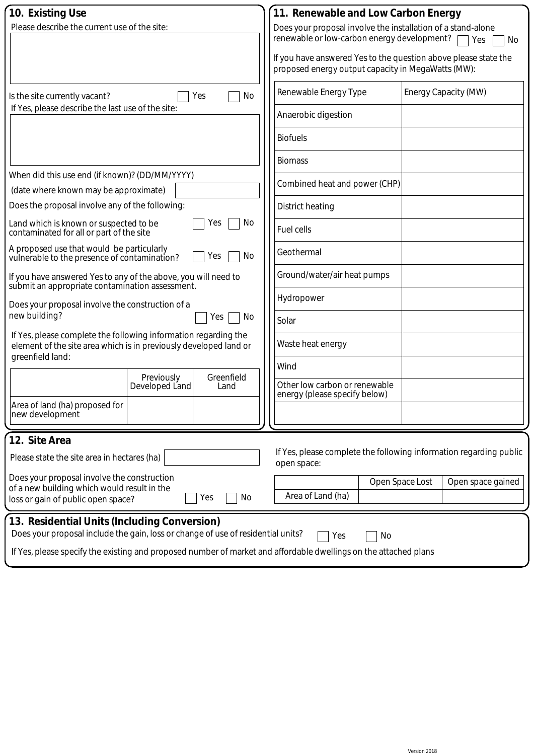## 10. Existing Use

Please describe the current use of the site:

Is the site currently vacant? ☐ Yes ☐ No

If Yes, please describe the last use of the site:

When did this use end (if known)? (DD/MM/YYYY)
(date where known may be approximate)

Does the proposal involve any of the following:

Land which is known or suspected to be contaminated for all or part of the site ☐ Yes ☐ No

A proposed use that would be particularly vulnerable to the presence of contamination? ☐ Yes ☐ No

If you have answered Yes to any of the above, you will need to submit an appropriate contamination assessment.

Does your proposal involve the construction of a new building? ☐ Yes ☐ No

If Yes, please complete the following information regarding the element of the site area which is in previously developed land or greenfield land:

| | Previously Developed Land | Greenfield Land |
|---|---|---|
| Area of land (ha) proposed for new development | | |

## 11. Renewable and Low Carbon Energy

Does your proposal involve the installation of a stand-alone renewable or low-carbon energy development? ☐ Yes ☐ No

If you have answered Yes to the question above please state the proposed energy output capacity in MegaWatts (MW):

| Renewable Energy Type | Energy Capacity (MW) |
|---|---|
| Anaerobic digestion | |
| Biofuels | |
| Biomass | |
| Combined heat and power (CHP) | |
| District heating | |
| Fuel cells | |
| Geothermal | |
| Ground/water/air heat pumps | |
| Hydropower | |
| Solar | |
| Waste heat energy | |
| Wind | |
| Other low carbon or renewable energy (please specify below) | |
| | |

## 12. Site Area

Please state the site area in hectares (ha)

Does your proposal involve the construction of a new building which would result in the loss or gain of public open space? ☐ Yes ☐ No

If Yes, please complete the following information regarding public open space:

| | Open Space Lost | Open space gained |
|---|---|---|
| Area of Land (ha) | | |

## 13. Residential Units (Including Conversion)

Does your proposal include the gain, loss or change of use of residential units? ☐ Yes ☐ No

If Yes, please specify the existing and proposed number of market and affordable dwellings on the attached plans

Version 2018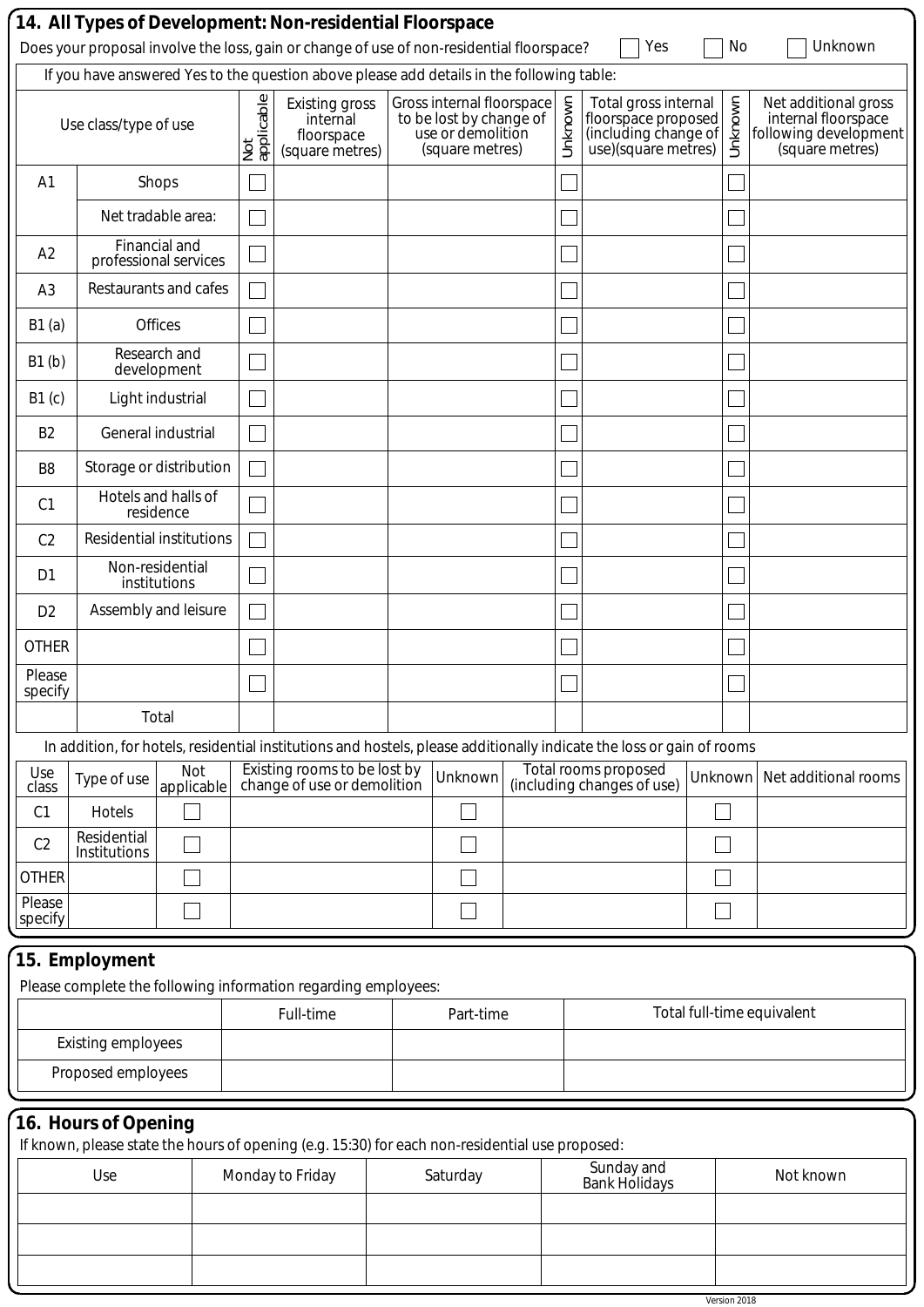## 14. All Types of Development: Non-residential Floorspace

Does your proposal involve the loss, gain or change of use of non-residential floorspace? ☐ Yes ☐ No ☐ Unknown

If you have answered Yes to the question above please add details in the following table:

| Use class/type of use | | Not applicable | Existing gross internal floorspace (square metres) | Gross internal floorspace to be lost by change of use or demolition (square metres) | Unknown | Total gross internal floorspace proposed (including change of use)(square metres) | Unknown | Net additional gross internal floorspace following development (square metres) |
|---|---|---|---|---|---|---|---|---|
| A1 | Shops | ☐ | | | ☐ | | ☐ | |
| | Net tradable area: | ☐ | | | ☐ | | ☐ | |
| A2 | Financial and professional services | ☐ | | | ☐ | | ☐ | |
| A3 | Restaurants and cafes | ☐ | | | ☐ | | ☐ | |
| B1 (a) | Offices | ☐ | | | ☐ | | ☐ | |
| B1 (b) | Research and development | ☐ | | | ☐ | | ☐ | |
| B1 (c) | Light industrial | ☐ | | | ☐ | | ☐ | |
| B2 | General industrial | ☐ | | | ☐ | | ☐ | |
| B8 | Storage or distribution | ☐ | | | ☐ | | ☐ | |
| C1 | Hotels and halls of residence | ☐ | | | ☐ | | ☐ | |
| C2 | Residential institutions | ☐ | | | ☐ | | ☐ | |
| D1 | Non-residential institutions | ☐ | | | ☐ | | ☐ | |
| D2 | Assembly and leisure | ☐ | | | ☐ | | ☐ | |
| OTHER | | ☐ | | | ☐ | | ☐ | |
| Please specify | | ☐ | | | ☐ | | ☐ | |
| | Total | | | | | | | |

In addition, for hotels, residential institutions and hostels, please additionally indicate the loss or gain of rooms

| Use class | Type of use | Not applicable | Existing rooms to be lost by change of use or demolition | Unknown | Total rooms proposed (including changes of use) | Unknown | Net additional rooms |
|---|---|---|---|---|---|---|---|
| C1 | Hotels | ☐ | | ☐ | | ☐ | |
| C2 | Residential Institutions | ☐ | | ☐ | | ☐ | |
| OTHER | | ☐ | | ☐ | | ☐ | |
| Please specify | | ☐ | | ☐ | | ☐ | |

## 15. Employment

Please complete the following information regarding employees:

| | Full-time | Part-time | Total full-time equivalent |
|---|---|---|---|
| Existing employees | | | |
| Proposed employees | | | |

## 16. Hours of Opening

If known, please state the hours of opening (e.g. 15:30) for each non-residential use proposed:

| Use | Monday to Friday | Saturday | Sunday and Bank Holidays | Not known |
|---|---|---|---|---|
| | | | | |
| | | | | |
| | | | | |

Version 2018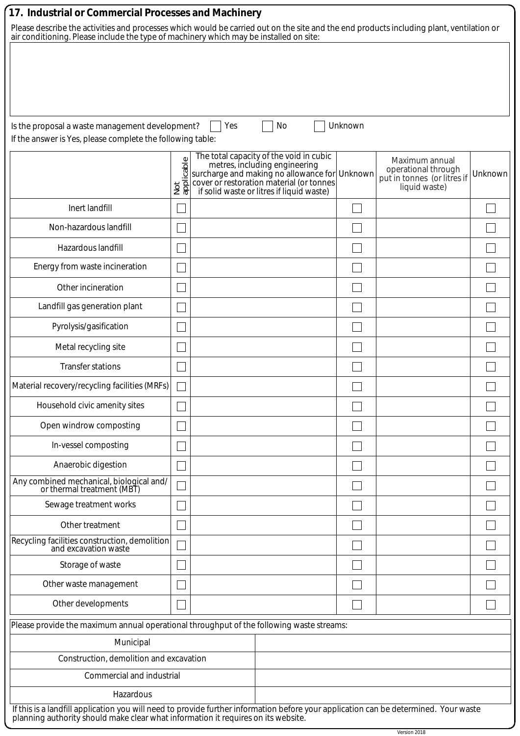## 17. Industrial or Commercial Processes and Machinery

Please describe the activities and processes which would be carried out on the site and the end products including plant, ventilation or air conditioning. Please include the type of machinery which may be installed on site:

Is the proposal a waste management development? ☐ Yes ☐ No ☐ Unknown

If the answer is Yes, please complete the following table:

| | Not applicable | The total capacity of the void in cubic metres, including engineering surcharge and making no allowance for cover or restoration material (or tonnes if solid waste or litres if liquid waste) | Unknown | Maximum annual operational through put in tonnes (or litres if liquid waste) | Unknown |
|---|---|---|---|---|---|
| Inert landfill | ☐ | | ☐ | | ☐ |
| Non-hazardous landfill | ☐ | | ☐ | | ☐ |
| Hazardous landfill | ☐ | | ☐ | | ☐ |
| Energy from waste incineration | ☐ | | ☐ | | ☐ |
| Other incineration | ☐ | | ☐ | | ☐ |
| Landfill gas generation plant | ☐ | | ☐ | | ☐ |
| Pyrolysis/gasification | ☐ | | ☐ | | ☐ |
| Metal recycling site | ☐ | | ☐ | | ☐ |
| Transfer stations | ☐ | | ☐ | | ☐ |
| Material recovery/recycling facilities (MRFs) | ☐ | | ☐ | | ☐ |
| Household civic amenity sites | ☐ | | ☐ | | ☐ |
| Open windrow composting | ☐ | | ☐ | | ☐ |
| In-vessel composting | ☐ | | ☐ | | ☐ |
| Anaerobic digestion | ☐ | | ☐ | | ☐ |
| Any combined mechanical, biological and/ or thermal treatment (MBT) | ☐ | | ☐ | | ☐ |
| Sewage treatment works | ☐ | | ☐ | | ☐ |
| Other treatment | ☐ | | ☐ | | ☐ |
| Recycling facilities construction, demolition and excavation waste | ☐ | | ☐ | | ☐ |
| Storage of waste | ☐ | | ☐ | | ☐ |
| Other waste management | ☐ | | ☐ | | ☐ |
| Other developments | ☐ | | ☐ | | ☐ |

Please provide the maximum annual operational throughput of the following waste streams:

| | |
|---|---|
| Municipal | |
| Construction, demolition and excavation | |
| Commercial and industrial | |
| Hazardous | |

If this is a landfill application you will need to provide further information before your application can be determined. Your waste planning authority should make clear what information it requires on its website.

Version 2018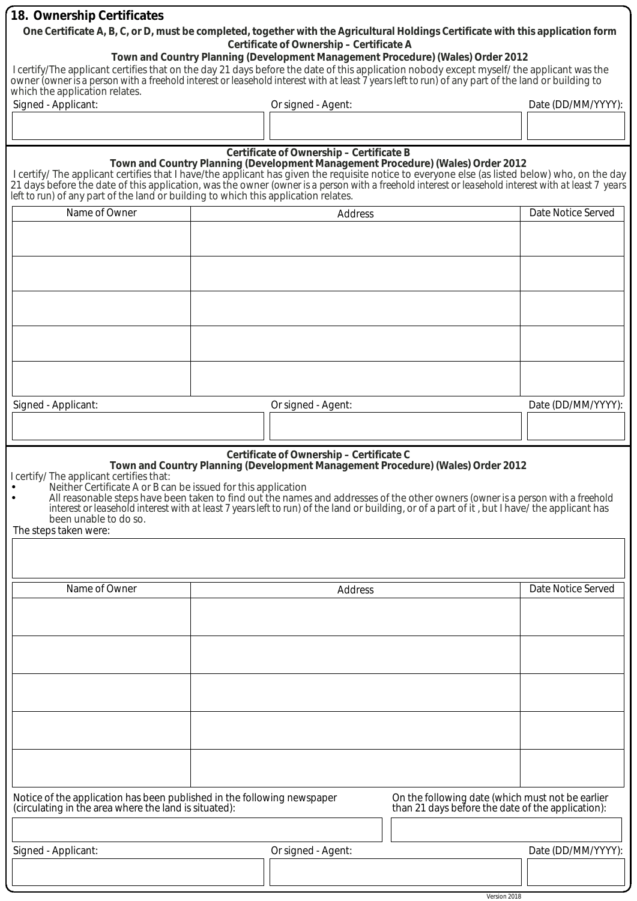## 18. Ownership Certificates

**One Certificate A, B, C, or D, must be completed, together with the Agricultural Holdings Certificate with this application form**

**Certificate of Ownership – Certificate A**

**Town and Country Planning (Development Management Procedure) (Wales) Order 2012**

I certify/The applicant certifies that on the day 21 days before the date of this application nobody except myself/ the applicant was the owner (owner is a person with a freehold interest or leasehold interest with at least 7 years left to run) of any part of the land or building to which the application relates.

| Signed - Applicant: | Or signed - Agent: | Date (DD/MM/YYYY): |
|---|---|---|
| | | |

**Certificate of Ownership – Certificate B**

**Town and Country Planning (Development Management Procedure) (Wales) Order 2012**

I certify/ The applicant certifies that I have/the applicant has given the requisite notice to everyone else (as listed below) who, on the day 21 days before the date of this application, was the owner (owner is a person with a freehold interest or leasehold interest with at least 7 years left to run) of any part of the land or building to which this application relates.

| Name of Owner | Address | Date Notice Served |
|---|---|---|
| | | |
| | | |
| | | |
| | | |
| | | |

| Signed - Applicant: | Or signed - Agent: | Date (DD/MM/YYYY): |
|---|---|---|
| | | |

**Certificate of Ownership – Certificate C**

**Town and Country Planning (Development Management Procedure) (Wales) Order 2012**

I certify/ The applicant certifies that:

- Neither Certificate A or B can be issued for this application
- All reasonable steps have been taken to find out the names and addresses of the other owners (owner is a person with a freehold interest or leasehold interest with at least 7 years left to run) of the land or building, or of a part of it , but I have/ the applicant has been unable to do so.

The steps taken were:

| Name of Owner | Address | Date Notice Served |
|---|---|---|
| | | |
| | | |
| | | |
| | | |
| | | |

| Notice of the application has been published in the following newspaper (circulating in the area where the land is situated): | On the following date (which must not be earlier than 21 days before the date of the application): |
|---|---|
| | |

| Signed - Applicant: | Or signed - Agent: | Date (DD/MM/YYYY): |
|---|---|---|
| | | |

Version 2018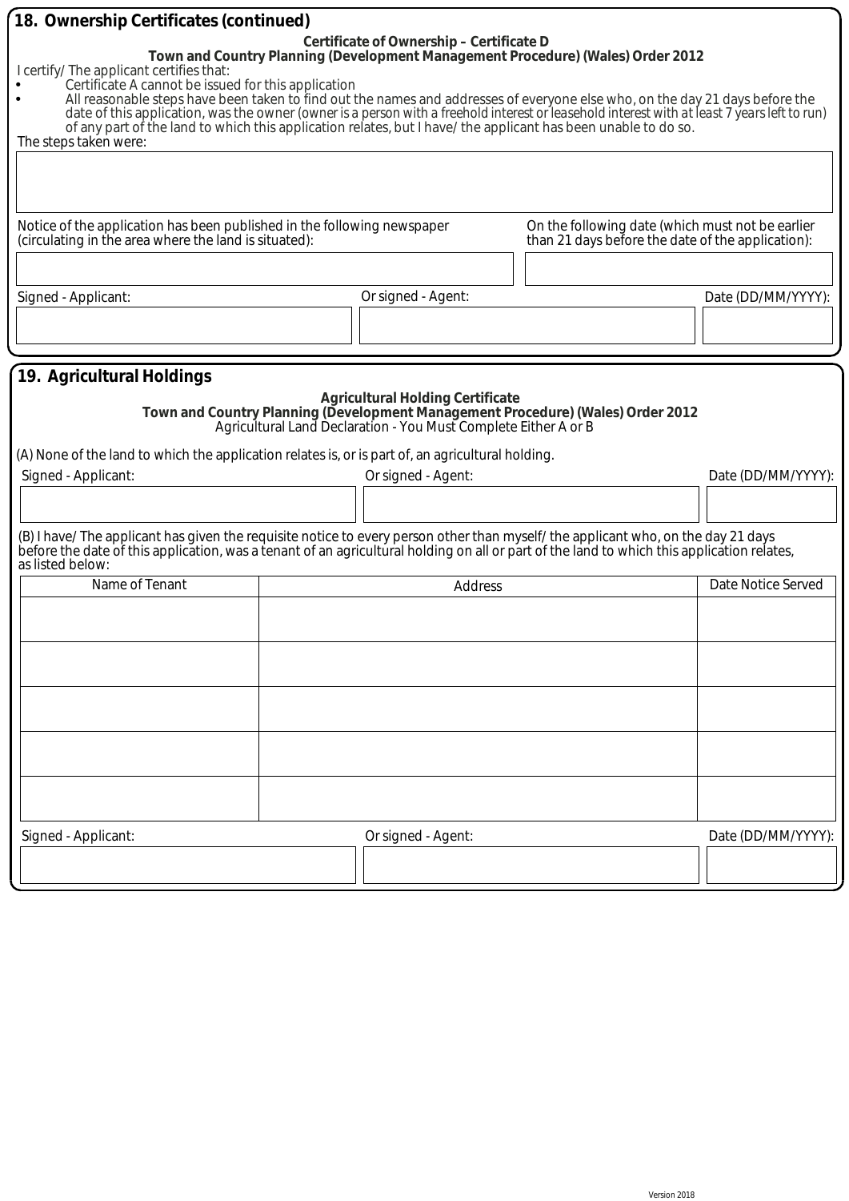## 18. Ownership Certificates (continued)

**Certificate of Ownership – Certificate D**
**Town and Country Planning (Development Management Procedure) (Wales) Order 2012**

I certify/ The applicant certifies that:

- Certificate A cannot be issued for this application
- All reasonable steps have been taken to find out the names and addresses of everyone else who, on the day 21 days before the date of this application, was the owner (owner is a person with a freehold interest or leasehold interest with at least 7 years left to run) of any part of the land to which this application relates, but I have/ the applicant has been unable to do so.

The steps taken were:

| |
|---|
| |

| Notice of the application has been published in the following newspaper (circulating in the area where the land is situated): | On the following date (which must not be earlier than 21 days before the date of the application): |
|---|---|
| | |

| Signed - Applicant: | Or signed - Agent: | Date (DD/MM/YYYY): |
|---|---|---|
| | | |

## 19. Agricultural Holdings

**Agricultural Holding Certificate**
**Town and Country Planning (Development Management Procedure) (Wales) Order 2012**
Agricultural Land Declaration - You Must Complete Either A or B

(A) None of the land to which the application relates is, or is part of, an agricultural holding.

| Signed - Applicant: | Or signed - Agent: | Date (DD/MM/YYYY): |
|---|---|---|
| | | |

(B) I have/ The applicant has given the requisite notice to every person other than myself/ the applicant who, on the day 21 days before the date of this application, was a tenant of an agricultural holding on all or part of the land to which this application relates, as listed below:

| Name of Tenant | Address | Date Notice Served |
|---|---|---|
| | | |
| | | |
| | | |
| | | |
| | | |

| Signed - Applicant: | Or signed - Agent: | Date (DD/MM/YYYY): |
|---|---|---|
| | | |

Version 2018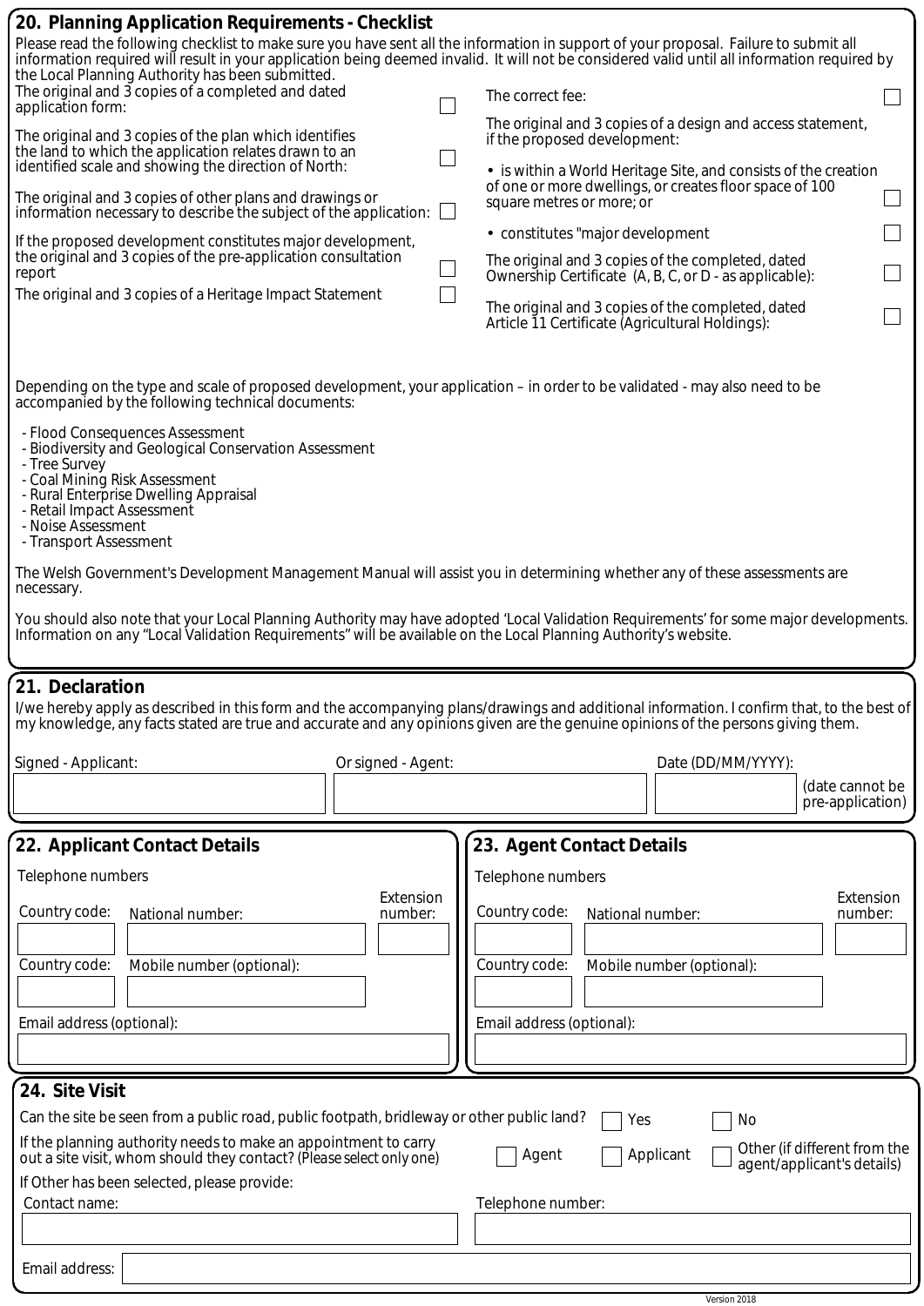## 20. Planning Application Requirements - Checklist

Please read the following checklist to make sure you have sent all the information in support of your proposal. Failure to submit all information required will result in your application being deemed invalid. It will not be considered valid until all information required by the Local Planning Authority has been submitted.

- The original and 3 copies of a completed and dated application form: ☐
- The original and 3 copies of the plan which identifies the land to which the application relates drawn to an identified scale and showing the direction of North: ☐
- The original and 3 copies of other plans and drawings or information necessary to describe the subject of the application: ☐
- If the proposed development constitutes major development, the original and 3 copies of the pre-application consultation report ☐
- The original and 3 copies of a Heritage Impact Statement ☐
- The correct fee: ☐
- The original and 3 copies of a design and access statement, if the proposed development:
  - is within a World Heritage Site, and consists of the creation of one or more dwellings, or creates floor space of 100 square metres or more; or ☐
  - constitutes "major development ☐
- The original and 3 copies of the completed, dated Ownership Certificate (A, B, C, or D - as applicable): ☐
- The original and 3 copies of the completed, dated Article 11 Certificate (Agricultural Holdings): ☐

Depending on the type and scale of proposed development, your application – in order to be validated - may also need to be accompanied by the following technical documents:

- Flood Consequences Assessment
- Biodiversity and Geological Conservation Assessment
- Tree Survey
- Coal Mining Risk Assessment
- Rural Enterprise Dwelling Appraisal
- Retail Impact Assessment
- Noise Assessment
- Transport Assessment

The Welsh Government's Development Management Manual will assist you in determining whether any of these assessments are necessary.

You should also note that your Local Planning Authority may have adopted 'Local Validation Requirements' for some major developments. Information on any "Local Validation Requirements" will be available on the Local Planning Authority's website.

## 21. Declaration

I/we hereby apply as described in this form and the accompanying plans/drawings and additional information. I confirm that, to the best of my knowledge, any facts stated are true and accurate and any opinions given are the genuine opinions of the persons giving them.

Signed - Applicant:

Or signed - Agent:

Date (DD/MM/YYYY): (date cannot be pre-application)

## 22. Applicant Contact Details

Telephone numbers

Country code: National number: Extension number:

Country code: Mobile number (optional):

Email address (optional):

## 23. Agent Contact Details

Telephone numbers

Country code: National number: Extension number:

Country code: Mobile number (optional):

Email address (optional):

## 24. Site Visit

Can the site be seen from a public road, public footpath, bridleway or other public land? ☐ Yes ☐ No

If the planning authority needs to make an appointment to carry out a site visit, whom should they contact? (Please select only one) ☐ Agent ☐ Applicant ☐ Other (if different from the agent/applicant's details)

If Other has been selected, please provide:

Contact name:

Telephone number:

Email address:

Version 2018